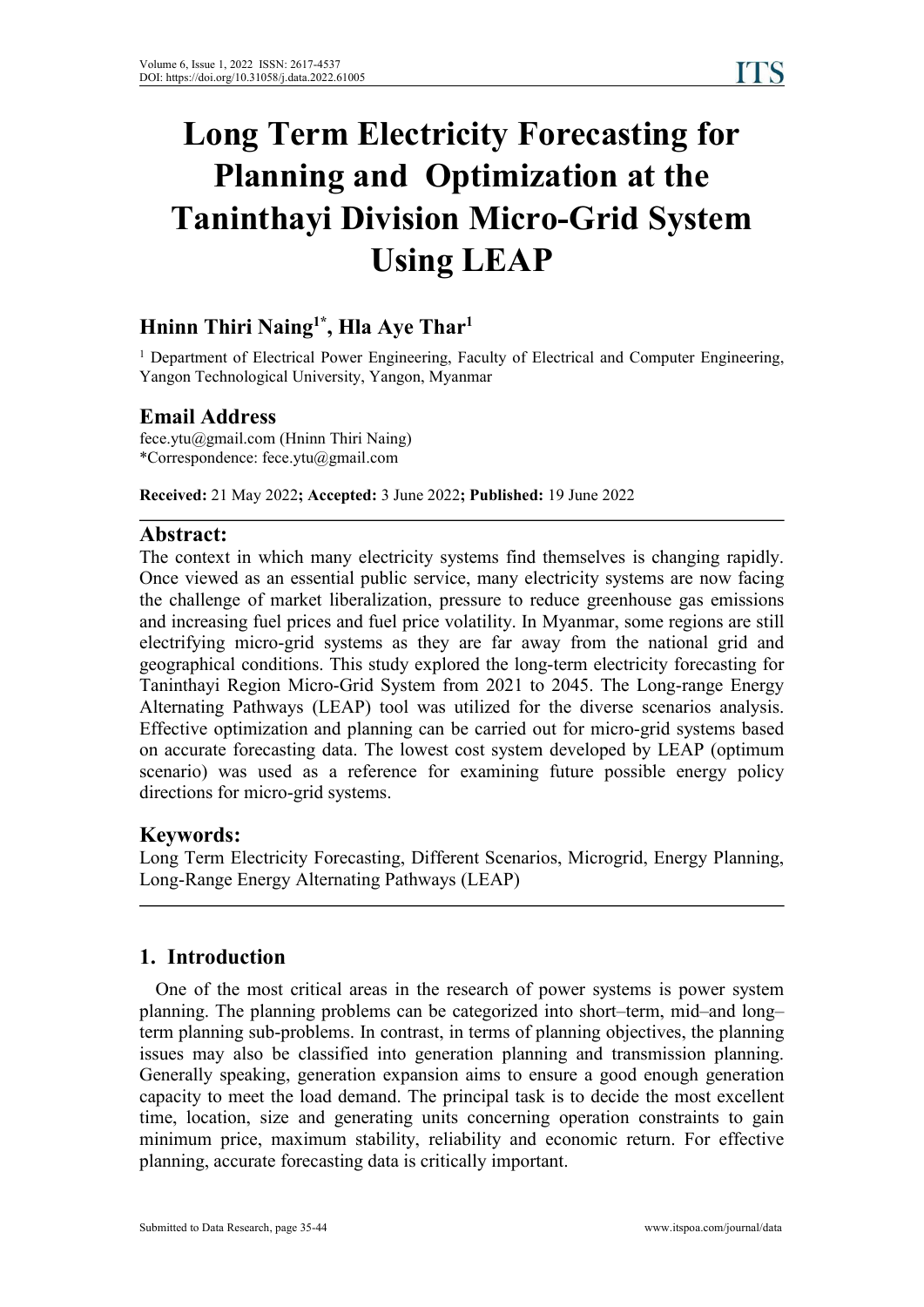# Long Term Electricity Forecasting for Planning and Optimization at the Taninthayi Division Micro-Grid System Using LEAP

## Hninn Thiri Naing[1*], Hla Aye Thar[1]

[1] Department of Electrical Power Engineering, Faculty of Electrical and Computer Engineering, Yangon Technological University, Yangon, Myanmar

## Email Address

fece.ytu@gmail.com (Hninn Thiri Naing)
*Correspondence: fece.ytu@gmail.com

**Received:** 21 May 2022**; Accepted:** 3 June 2022**; Published:** 19 June 2022

## Abstract:

The context in which many electricity systems find themselves is changing rapidly. Once viewed as an essential public service, many electricity systems are now facing the challenge of market liberalization, pressure to reduce greenhouse gas emissions and increasing fuel prices and fuel price volatility. In Myanmar, some regions are still electrifying micro-grid systems as they are far away from the national grid and geographical conditions. This study explored the long-term electricity forecasting for Taninthayi Region Micro-Grid System from 2021 to 2045. The Long-range Energy Alternating Pathways (LEAP) tool was utilized for the diverse scenarios analysis. Effective optimization and planning can be carried out for micro-grid systems based on accurate forecasting data. The lowest cost system developed by LEAP (optimum scenario) was used as a reference for examining future possible energy policy directions for micro-grid systems.

## Keywords:

Long Term Electricity Forecasting, Different Scenarios, Microgrid, Energy Planning, Long-Range Energy Alternating Pathways (LEAP)

## 1. Introduction

One of the most critical areas in the research of power systems is power system planning. The planning problems can be categorized into short–term, mid–and long–term planning sub-problems. In contrast, in terms of planning objectives, the planning issues may also be classified into generation planning and transmission planning. Generally speaking, generation expansion aims to ensure a good enough generation capacity to meet the load demand. The principal task is to decide the most excellent time, location, size and generating units concerning operation constraints to gain minimum price, maximum stability, reliability and economic return. For effective planning, accurate forecasting data is critically important.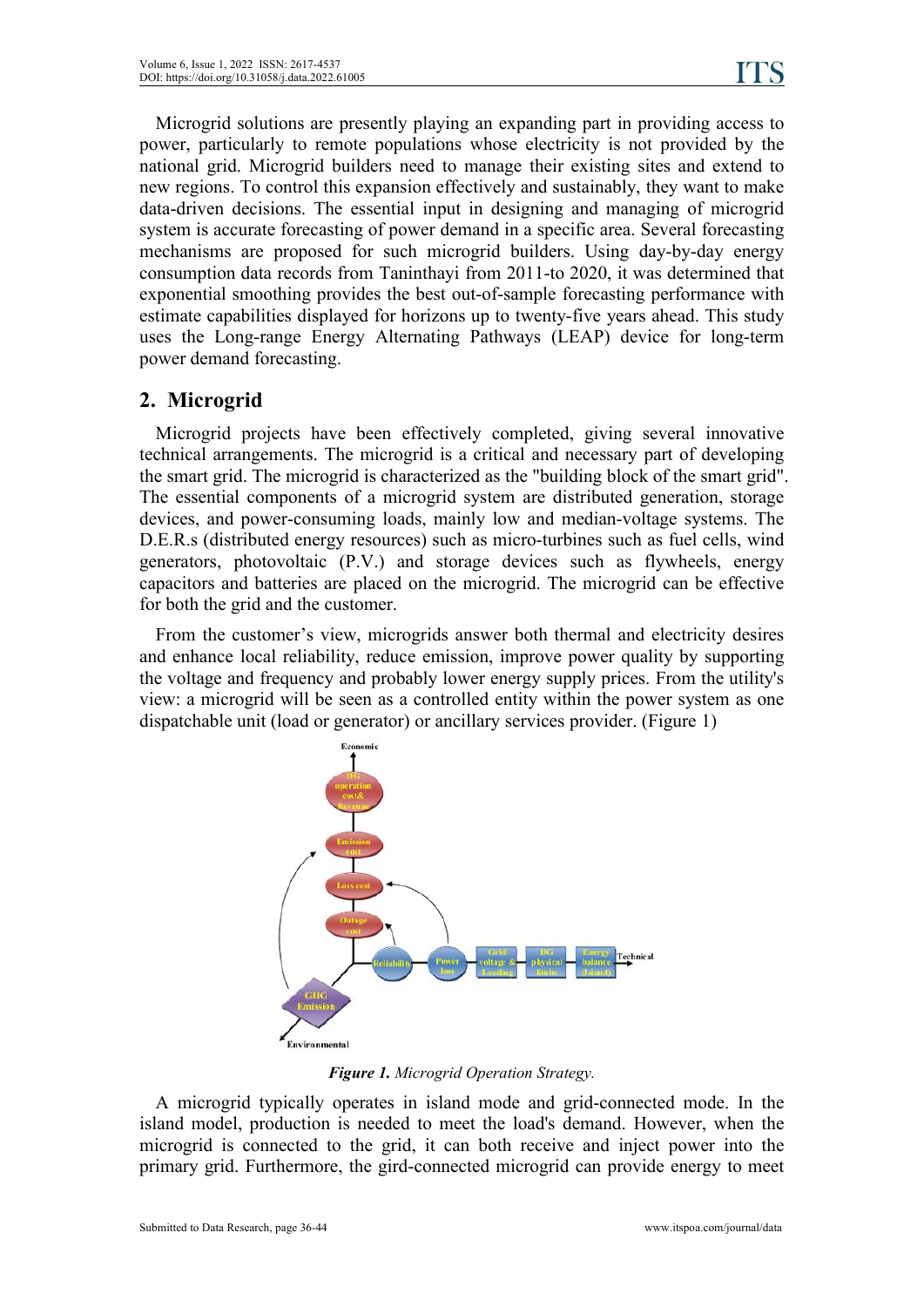Microgrid solutions are presently playing an expanding part in providing access to power, particularly to remote populations whose electricity is not provided by the national grid. Microgrid builders need to manage their existing sites and extend to new regions. To control this expansion effectively and sustainably, they want to make data-driven decisions. The essential input in designing and managing of microgrid system is accurate forecasting of power demand in a specific area. Several forecasting mechanisms are proposed for such microgrid builders. Using day-by-day energy consumption data records from Taninthayi from 2011-to 2020, it was determined that exponential smoothing provides the best out-of-sample forecasting performance with estimate capabilities displayed for horizons up to twenty-five years ahead. This study uses the Long-range Energy Alternating Pathways (LEAP) device for long-term power demand forecasting.

## 2. Microgrid

Microgrid projects have been effectively completed, giving several innovative technical arrangements. The microgrid is a critical and necessary part of developing the smart grid. The microgrid is characterized as the "building block of the smart grid". The essential components of a microgrid system are distributed generation, storage devices, and power-consuming loads, mainly low and median-voltage systems. The D.E.R.s (distributed energy resources) such as micro-turbines such as fuel cells, wind generators, photovoltaic (P.V.) and storage devices such as flywheels, energy capacitors and batteries are placed on the microgrid. The microgrid can be effective for both the grid and the customer.

From the customer's view, microgrids answer both thermal and electricity desires and enhance local reliability, reduce emission, improve power quality by supporting the voltage and frequency and probably lower energy supply prices. From the utility's view: a microgrid will be seen as a controlled entity within the power system as one dispatchable unit (load or generator) or ancillary services provider. (Figure 1)

***Figure 1.*** *Microgrid Operation Strategy.*

A microgrid typically operates in island mode and grid-connected mode. In the island model, production is needed to meet the load's demand. However, when the microgrid is connected to the grid, it can both receive and inject power into the primary grid. Furthermore, the gird-connected microgrid can provide energy to meet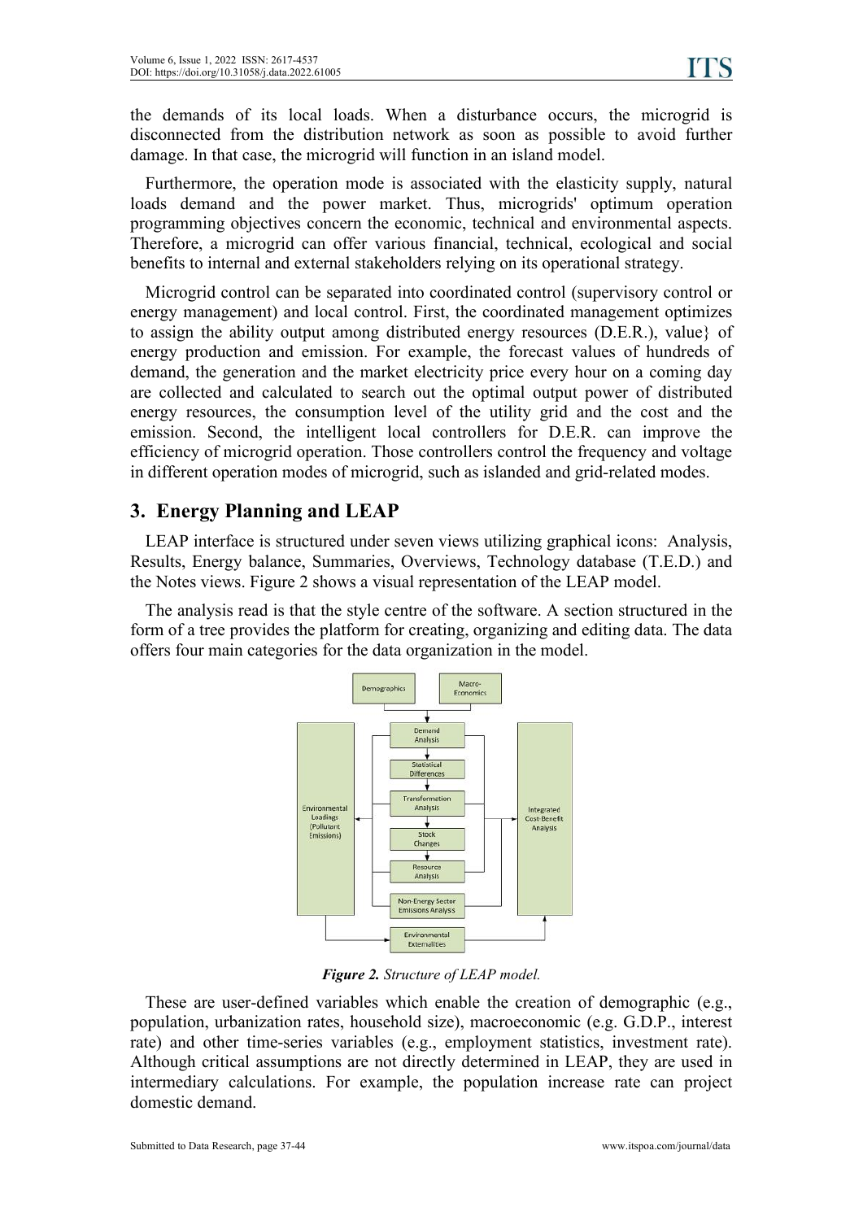the demands of its local loads. When a disturbance occurs, the microgrid is disconnected from the distribution network as soon as possible to avoid further damage. In that case, the microgrid will function in an island model.

Furthermore, the operation mode is associated with the elasticity supply, natural loads demand and the power market. Thus, microgrids' optimum operation programming objectives concern the economic, technical and environmental aspects. Therefore, a microgrid can offer various financial, technical, ecological and social benefits to internal and external stakeholders relying on its operational strategy.

Microgrid control can be separated into coordinated control (supervisory control or energy management) and local control. First, the coordinated management optimizes to assign the ability output among distributed energy resources (D.E.R.), value} of energy production and emission. For example, the forecast values of hundreds of demand, the generation and the market electricity price every hour on a coming day are collected and calculated to search out the optimal output power of distributed energy resources, the consumption level of the utility grid and the cost and the emission. Second, the intelligent local controllers for D.E.R. can improve the efficiency of microgrid operation. Those controllers control the frequency and voltage in different operation modes of microgrid, such as islanded and grid-related modes.

## 3. Energy Planning and LEAP

LEAP interface is structured under seven views utilizing graphical icons: Analysis, Results, Energy balance, Summaries, Overviews, Technology database (T.E.D.) and the Notes views. Figure 2 shows a visual representation of the LEAP model.

The analysis read is that the style centre of the software. A section structured in the form of a tree provides the platform for creating, organizing and editing data. The data offers four main categories for the data organization in the model.

**Figure 2.** *Structure of LEAP model.*

These are user-defined variables which enable the creation of demographic (e.g., population, urbanization rates, household size), macroeconomic (e.g. G.D.P., interest rate) and other time-series variables (e.g., employment statistics, investment rate). Although critical assumptions are not directly determined in LEAP, they are used in intermediary calculations. For example, the population increase rate can project domestic demand.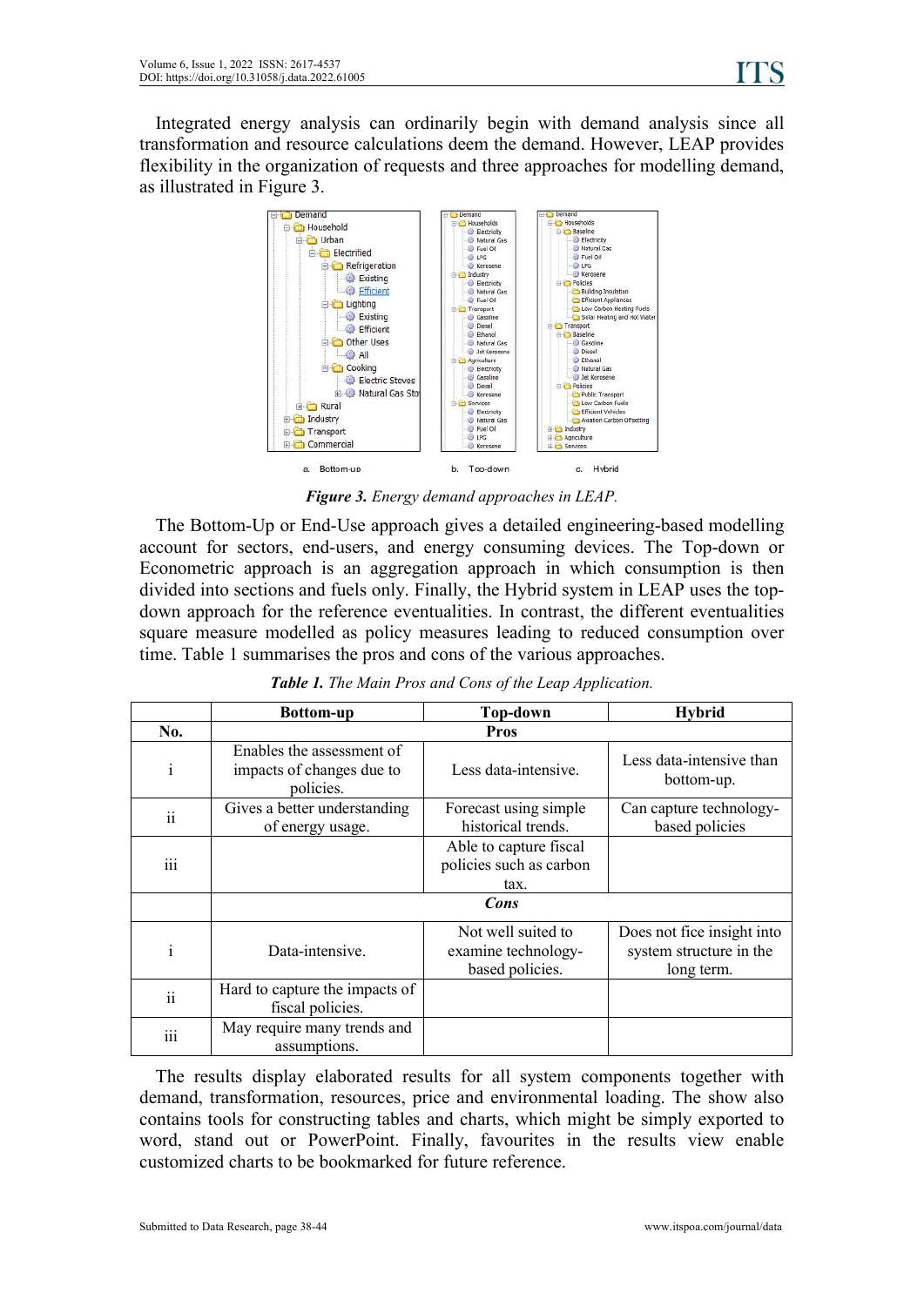Integrated energy analysis can ordinarily begin with demand analysis since all transformation and resource calculations deem the demand. However, LEAP provides flexibility in the organization of requests and three approaches for modelling demand, as illustrated in Figure 3.

*Figure 3. Energy demand approaches in LEAP.*

The Bottom-Up or End-Use approach gives a detailed engineering-based modelling account for sectors, end-users, and energy consuming devices. The Top-down or Econometric approach is an aggregation approach in which consumption is then divided into sections and fuels only. Finally, the Hybrid system in LEAP uses the top-down approach for the reference eventualities. In contrast, the different eventualities square measure modelled as policy measures leading to reduced consumption over time. Table 1 summarises the pros and cons of the various approaches.

***Table 1.*** *The Main Pros and Cons of the Leap Application.*

| | Bottom-up | Top-down | Hybrid |
|---|---|---|---|
| **No.** | **Pros** | | |
| i | Enables the assessment of impacts of changes due to policies. | Less data-intensive. | Less data-intensive than bottom-up. |
| ii | Gives a better understanding of energy usage. | Forecast using simple historical trends. | Can capture technology-based policies |
| iii | | Able to capture fiscal policies such as carbon tax. | |
| | ***Cons*** | | |
| i | Data-intensive. | Not well suited to examine technology-based policies. | Does not fice insight into system structure in the long term. |
| ii | Hard to capture the impacts of fiscal policies. | | |
| iii | May require many trends and assumptions. | | |

The results display elaborated results for all system components together with demand, transformation, resources, price and environmental loading. The show also contains tools for constructing tables and charts, which might be simply exported to word, stand out or PowerPoint. Finally, favourites in the results view enable customized charts to be bookmarked for future reference.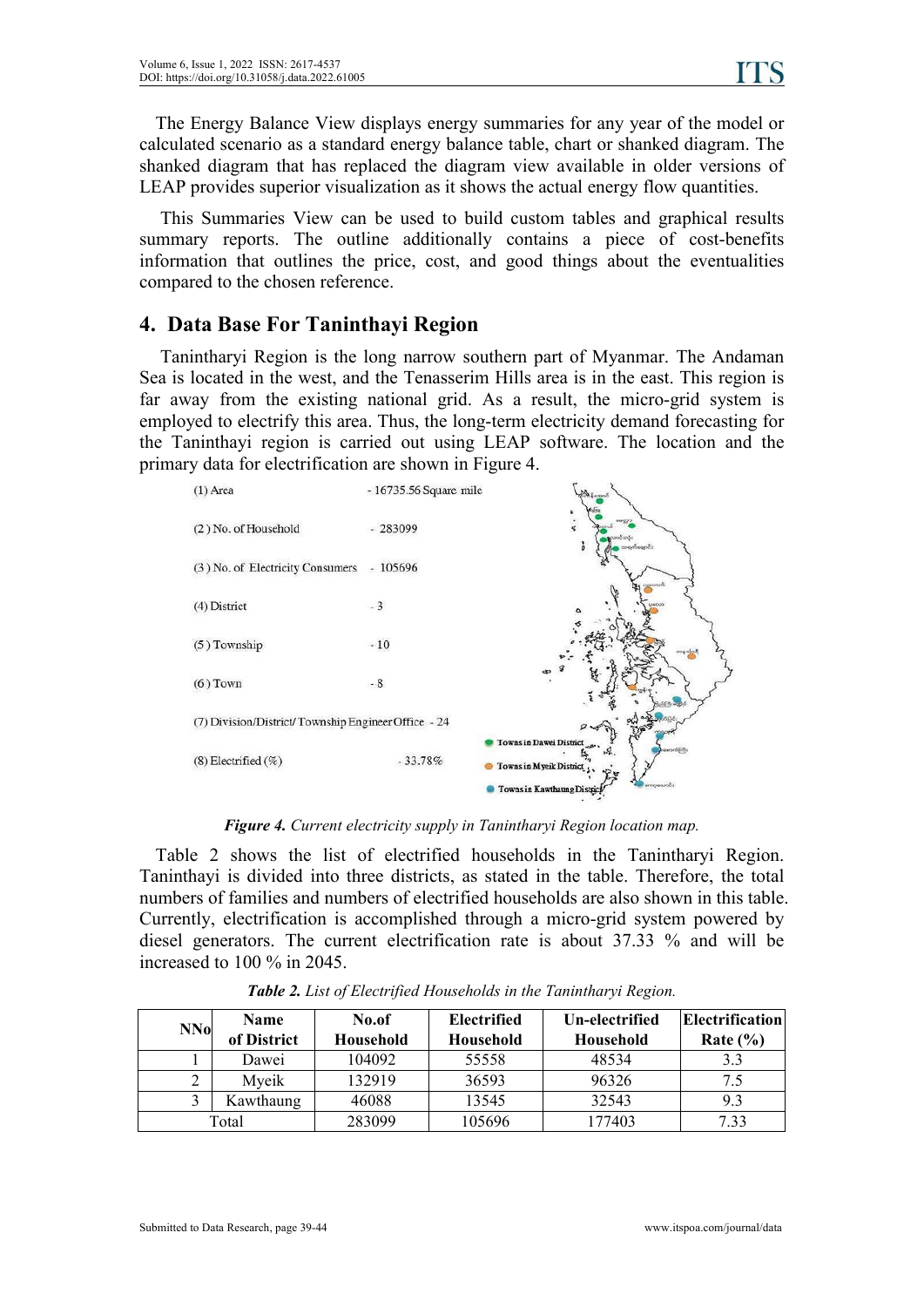The Energy Balance View displays energy summaries for any year of the model or calculated scenario as a standard energy balance table, chart or shanked diagram. The shanked diagram that has replaced the diagram view available in older versions of LEAP provides superior visualization as it shows the actual energy flow quantities.

This Summaries View can be used to build custom tables and graphical results summary reports. The outline additionally contains a piece of cost-benefits information that outlines the price, cost, and good things about the eventualities compared to the chosen reference.

## 4. Data Base For Tanintharyi Region

Tanintharyi Region is the long narrow southern part of Myanmar. The Andaman Sea is located in the west, and the Tenasserim Hills area is in the east. This region is far away from the existing national grid. As a result, the micro-grid system is employed to electrify this area. Thus, the long-term electricity demand forecasting for the Tanintharyi region is carried out using LEAP software. The location and the primary data for electrification are shown in Figure 4.

(1) Area - 16735.56 Square mile

(2) No. of Household - 283099

(3) No. of Electricity Consumers - 105696

(4) District - 3

(5) Township - 10

(6) Town - 8

(7) Division/District/ Township Engineer Office - 24

(8) Electrified (%) - 33.78%

Towns in Dawei District

Towns in Myeik District

Towns in Kawthaung District

***Figure 4.*** *Current electricity supply in Tanintharyi Region location map.*

Table 2 shows the list of electrified households in the Tanintharyi Region. Taninthayi is divided into three districts, as stated in the table. Therefore, the total numbers of families and numbers of electrified households are also shown in this table. Currently, electrification is accomplished through a micro-grid system powered by diesel generators. The current electrification rate is about 37.33 % and will be increased to 100 % in 2045.

***Table 2.*** *List of Electrified Households in the Tanintharyi Region.*

| NNo | Name of District | No.of Household | Electrified Household | Un-electrified Household | Electrification Rate (%) |
|---|---|---|---|---|---|
| 1 | Dawei | 104092 | 55558 | 48534 | 3.3 |
| 2 | Myeik | 132919 | 36593 | 96326 | 7.5 |
| 3 | Kawthaung | 46088 | 13545 | 32543 | 9.3 |
| Total | | 283099 | 105696 | 177403 | 7.33 |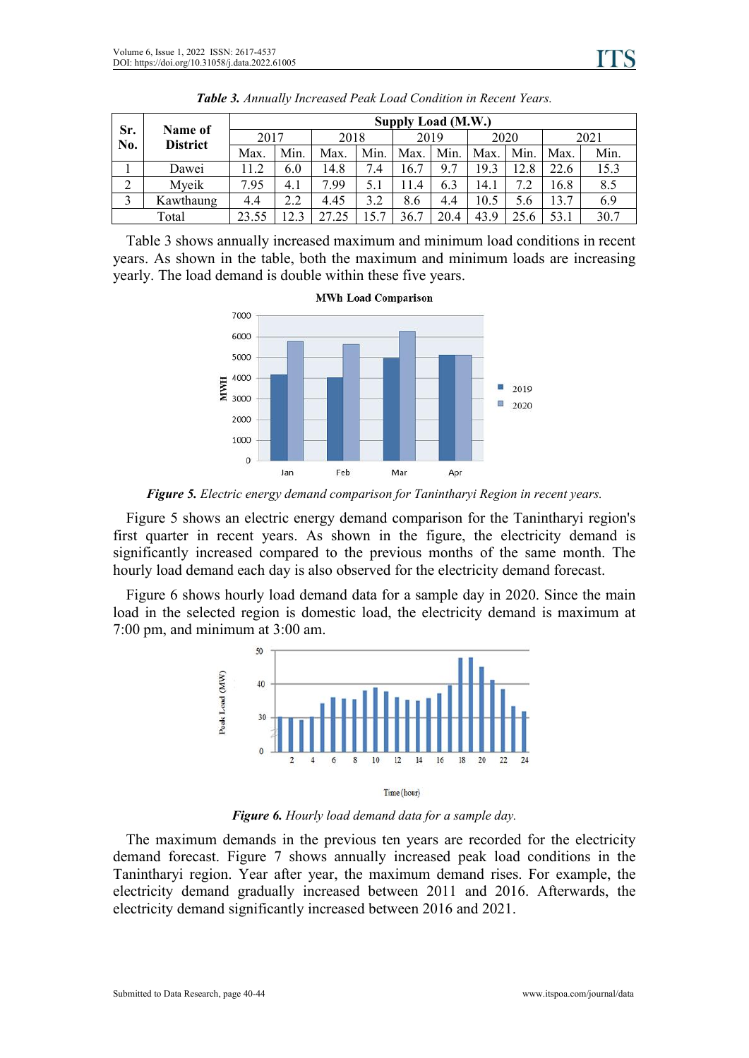***Table 3.*** *Annually Increased Peak Load Condition in Recent Years.*

| Sr. No. | Name of District | Supply Load (M.W.) | | | | | | | | | |
|---|---|---|---|---|---|---|---|---|---|---|---|
| | | 2017 | | 2018 | | 2019 | | 2020 | | 2021 | |
| | | Max. | Min. | Max. | Min. | Max. | Min. | Max. | Min. | Max. | Min. |
| 1 | Dawei | 11.2 | 6.0 | 14.8 | 7.4 | 16.7 | 9.7 | 19.3 | 12.8 | 22.6 | 15.3 |
| 2 | Myeik | 7.95 | 4.1 | 7.99 | 5.1 | 11.4 | 6.3 | 14.1 | 7.2 | 16.8 | 8.5 |
| 3 | Kawthaung | 4.4 | 2.2 | 4.45 | 3.2 | 8.6 | 4.4 | 10.5 | 5.6 | 13.7 | 6.9 |
| Total | | 23.55 | 12.3 | 27.25 | 15.7 | 36.7 | 20.4 | 43.9 | 25.6 | 53.1 | 30.7 |

Table 3 shows annually increased maximum and minimum load conditions in recent years. As shown in the table, both the maximum and minimum loads are increasing yearly. The load demand is double within these five years.

***Figure 5.*** *Electric energy demand comparison for Tanintharyi Region in recent years.*

Figure 5 shows an electric energy demand comparison for the Tanintharyi region's first quarter in recent years. As shown in the figure, the electricity demand is significantly increased compared to the previous months of the same month. The hourly load demand each day is also observed for the electricity demand forecast.

Figure 6 shows hourly load demand data for a sample day in 2020. Since the main load in the selected region is domestic load, the electricity demand is maximum at 7:00 pm, and minimum at 3:00 am.

***Figure 6.*** *Hourly load demand data for a sample day.*

The maximum demands in the previous ten years are recorded for the electricity demand forecast. Figure 7 shows annually increased peak load conditions in the Tanintharyi region. Year after year, the maximum demand rises. For example, the electricity demand gradually increased between 2011 and 2016. Afterwards, the electricity demand significantly increased between 2016 and 2021.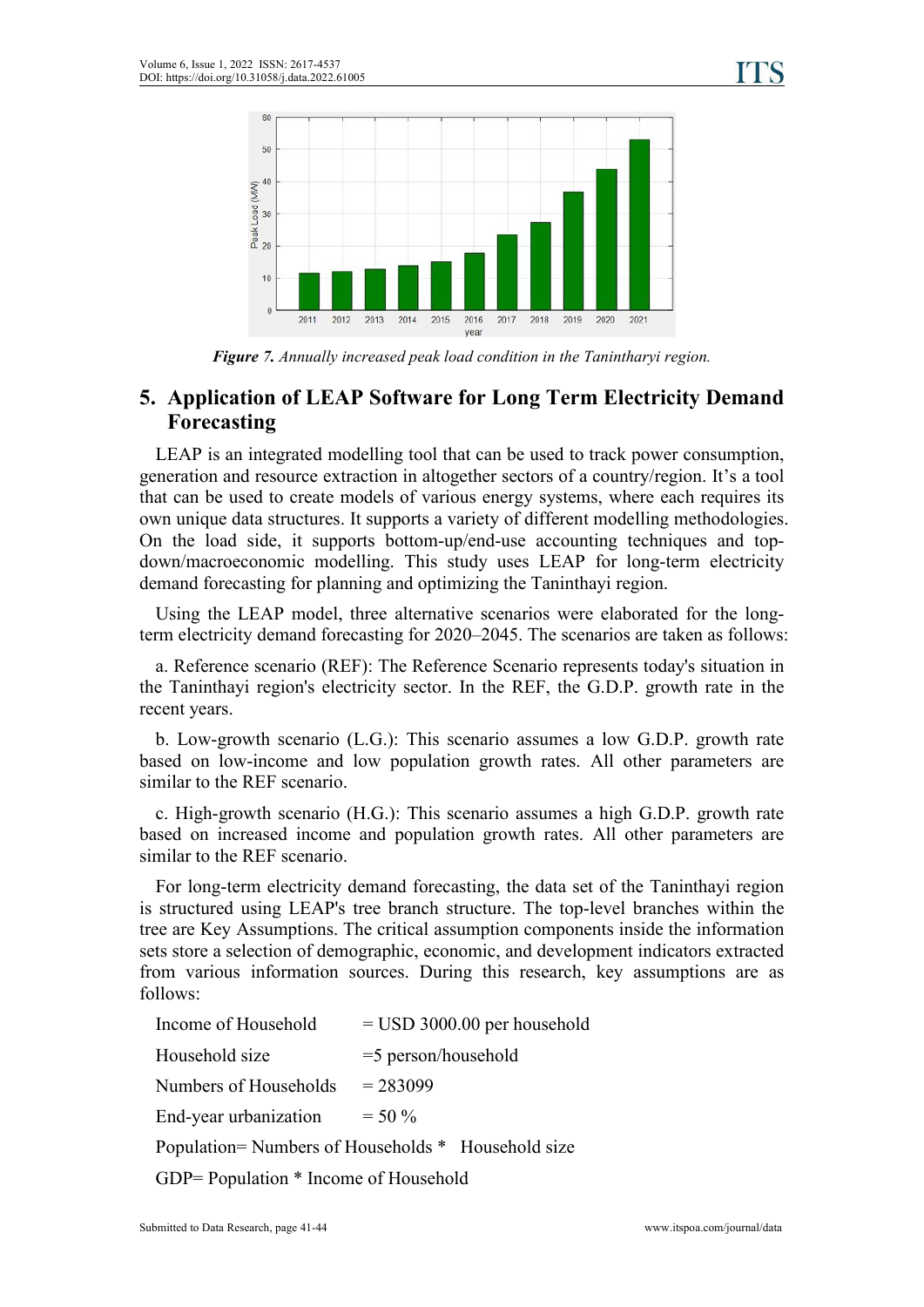*Figure 7. Annually increased peak load condition in the Tanintharyi region.*

## 5. Application of LEAP Software for Long Term Electricity Demand Forecasting

LEAP is an integrated modelling tool that can be used to track power consumption, generation and resource extraction in altogether sectors of a country/region. It's a tool that can be used to create models of various energy systems, where each requires its own unique data structures. It supports a variety of different modelling methodologies. On the load side, it supports bottom-up/end-use accounting techniques and top-down/macroeconomic modelling. This study uses LEAP for long-term electricity demand forecasting for planning and optimizing the Taninthayi region.

Using the LEAP model, three alternative scenarios were elaborated for the long-term electricity demand forecasting for 2020–2045. The scenarios are taken as follows:

a. Reference scenario (REF): The Reference Scenario represents today's situation in the Taninthayi region's electricity sector. In the REF, the G.D.P. growth rate in the recent years.

b. Low-growth scenario (L.G.): This scenario assumes a low G.D.P. growth rate based on low-income and low population growth rates. All other parameters are similar to the REF scenario.

c. High-growth scenario (H.G.): This scenario assumes a high G.D.P. growth rate based on increased income and population growth rates. All other parameters are similar to the REF scenario.

For long-term electricity demand forecasting, the data set of the Taninthayi region is structured using LEAP's tree branch structure. The top-level branches within the tree are Key Assumptions. The critical assumption components inside the information sets store a selection of demographic, economic, and development indicators extracted from various information sources. During this research, key assumptions are as follows:

Income of Household = USD 3000.00 per household

Household size =5 person/household

Numbers of Households = 283099

End-year urbanization = 50 %

Population= Numbers of Households * Household size

GDP= Population * Income of Household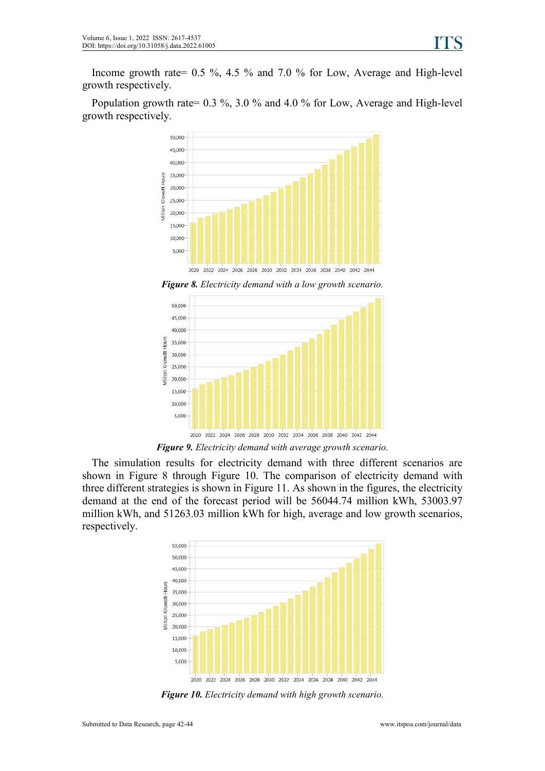Income growth rate= 0.5 %, 4.5 % and 7.0 % for Low, Average and High-level growth respectively.

Population growth rate= 0.3 %, 3.0 % and 4.0 % for Low, Average and High-level growth respectively.

***Figure 8.*** *Electricity demand with a low growth scenario.*

***Figure 9.*** *Electricity demand with average growth scenario.*

The simulation results for electricity demand with three different scenarios are shown in Figure 8 through Figure 10. The comparison of electricity demand with three different strategies is shown in Figure 11. As shown in the figures, the electricity demand at the end of the forecast period will be 56044.74 million kWh, 53003.97 million kWh, and 51263.03 million kWh for high, average and low growth scenarios, respectively.

***Figure 10.*** *Electricity demand with high growth scenario.*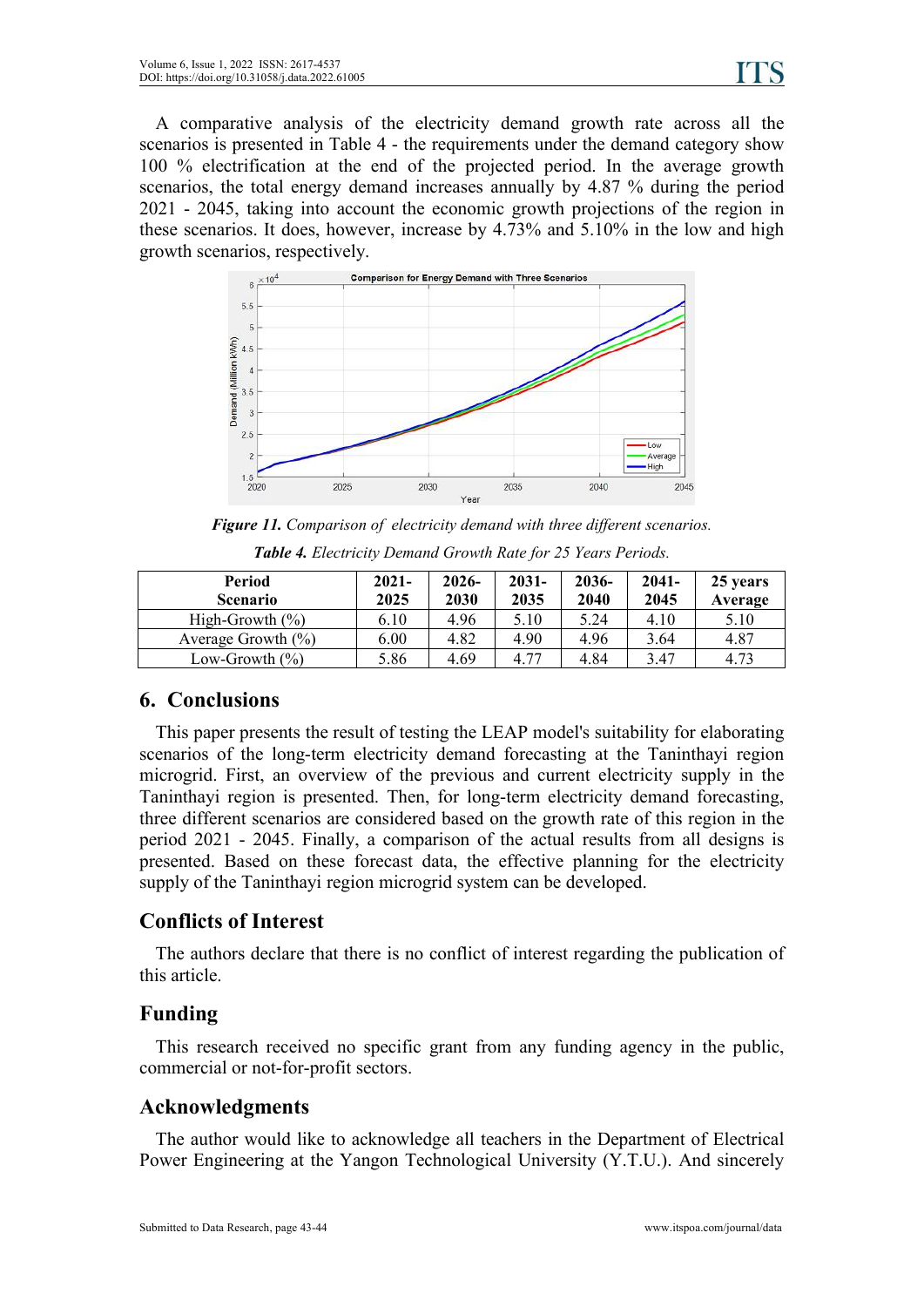A comparative analysis of the electricity demand growth rate across all the scenarios is presented in Table 4 - the requirements under the demand category show 100 % electrification at the end of the projected period. In the average growth scenarios, the total energy demand increases annually by 4.87 % during the period 2021 - 2045, taking into account the economic growth projections of the region in these scenarios. It does, however, increase by 4.73% and 5.10% in the low and high growth scenarios, respectively.

***Figure 11.*** *Comparison of electricity demand with three different scenarios.*

***Table 4.*** *Electricity Demand Growth Rate for 25 Years Periods.*

| Period<br>Scenario | 2021-2025 | 2026-2030 | 2031-2035 | 2036-2040 | 2041-2045 | 25 years Average |
|---|---|---|---|---|---|---|
| High-Growth (%) | 6.10 | 4.96 | 5.10 | 5.24 | 4.10 | 5.10 |
| Average Growth (%) | 6.00 | 4.82 | 4.90 | 4.96 | 3.64 | 4.87 |
| Low-Growth (%) | 5.86 | 4.69 | 4.77 | 4.84 | 3.47 | 4.73 |

## 6. Conclusions

This paper presents the result of testing the LEAP model's suitability for elaborating scenarios of the long-term electricity demand forecasting at the Taninthayi region microgrid. First, an overview of the previous and current electricity supply in the Taninthayi region is presented. Then, for long-term electricity demand forecasting, three different scenarios are considered based on the growth rate of this region in the period 2021 - 2045. Finally, a comparison of the actual results from all designs is presented. Based on these forecast data, the effective planning for the electricity supply of the Taninthayi region microgrid system can be developed.

## Conflicts of Interest

The authors declare that there is no conflict of interest regarding the publication of this article.

## Funding

This research received no specific grant from any funding agency in the public, commercial or not-for-profit sectors.

## Acknowledgments

The author would like to acknowledge all teachers in the Department of Electrical Power Engineering at the Yangon Technological University (Y.T.U.). And sincerely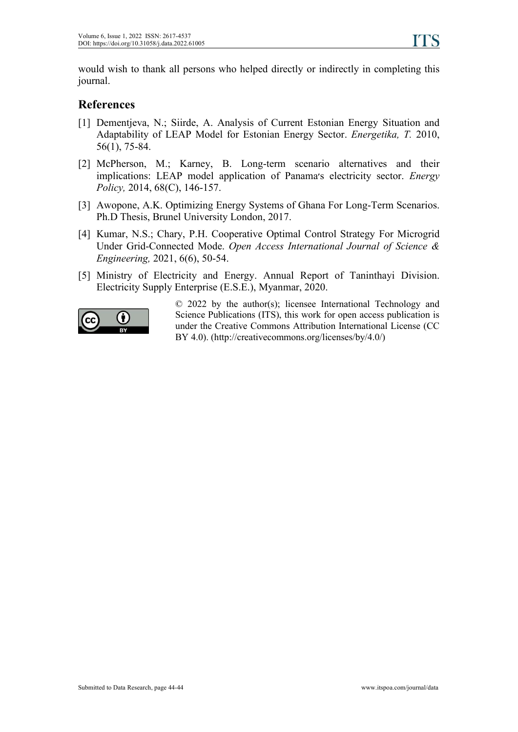would wish to thank all persons who helped directly or indirectly in completing this journal.

## References

[1] Dementjeva, N.; Siirde, A. Analysis of Current Estonian Energy Situation and Adaptability of LEAP Model for Estonian Energy Sector. *Energetika, T.* 2010, 56(1), 75-84.

[2] McPherson, M.; Karney, B. Long-term scenario alternatives and their implications: LEAP model application of Panama′s electricity sector. *Energy Policy,* 2014, 68(C), 146-157.

[3] Awopone, A.K. Optimizing Energy Systems of Ghana For Long-Term Scenarios. Ph.D Thesis, Brunel University London, 2017.

[4] Kumar, N.S.; Chary, P.H. Cooperative Optimal Control Strategy For Microgrid Under Grid-Connected Mode. *Open Access International Journal of Science & Engineering,* 2021, 6(6), 50-54.

[5] Ministry of Electricity and Energy. Annual Report of Taninthayi Division. Electricity Supply Enterprise (E.S.E.), Myanmar, 2020.

© 2022 by the author(s); licensee International Technology and Science Publications (ITS), this work for open access publication is under the Creative Commons Attribution International License (CC BY 4.0). (http://creativecommons.org/licenses/by/4.0/)